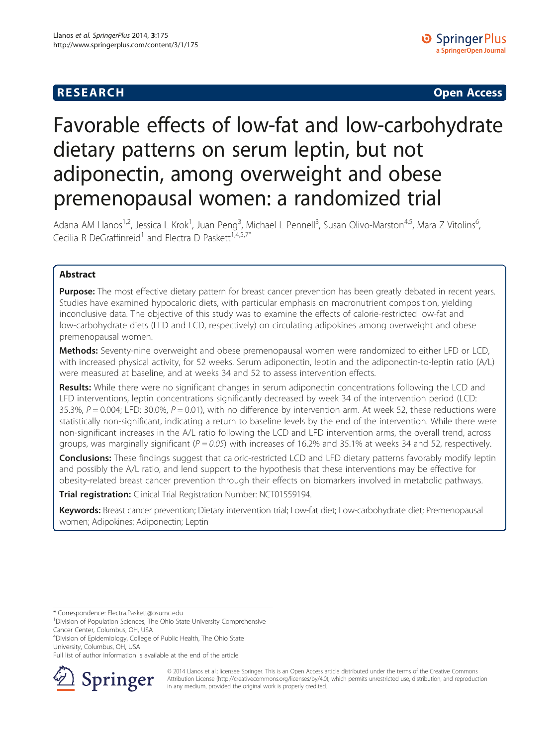**RESEARCH** **Open Access**

# Favorable effects of low-fat and low-carbohydrate dietary patterns on serum leptin, but not adiponectin, among overweight and obese premenopausal women: a randomized trial

Adana AM Llanos[1,2], Jessica L Krok[1], Juan Peng[3], Michael L Pennell[3], Susan Olivo-Marston[4,5], Mara Z Vitolins[6], Cecilia R DeGraffinreid[1] and Electra D Paskett[1,4,5,7*]

## Abstract

**Purpose:** The most effective dietary pattern for breast cancer prevention has been greatly debated in recent years. Studies have examined hypocaloric diets, with particular emphasis on macronutrient composition, yielding inconclusive data. The objective of this study was to examine the effects of calorie-restricted low-fat and low-carbohydrate diets (LFD and LCD, respectively) on circulating adipokines among overweight and obese premenopausal women.

**Methods:** Seventy-nine overweight and obese premenopausal women were randomized to either LFD or LCD, with increased physical activity, for 52 weeks. Serum adiponectin, leptin and the adiponectin-to-leptin ratio (A/L) were measured at baseline, and at weeks 34 and 52 to assess intervention effects.

**Results:** While there were no significant changes in serum adiponectin concentrations following the LCD and LFD interventions, leptin concentrations significantly decreased by week 34 of the intervention period (LCD: 35.3%, $P = 0.004$; LFD: 30.0%, $P = 0.01$), with no difference by intervention arm. At week 52, these reductions were statistically non-significant, indicating a return to baseline levels by the end of the intervention. While there were non-significant increases in the A/L ratio following the LCD and LFD intervention arms, the overall trend, across groups, was marginally significant ($P = 0.05$) with increases of 16.2% and 35.1% at weeks 34 and 52, respectively.

**Conclusions:** These findings suggest that caloric-restricted LCD and LFD dietary patterns favorably modify leptin and possibly the A/L ratio, and lend support to the hypothesis that these interventions may be effective for obesity-related breast cancer prevention through their effects on biomarkers involved in metabolic pathways.

**Trial registration:** Clinical Trial Registration Number: NCT01559194.

**Keywords:** Breast cancer prevention; Dietary intervention trial; Low-fat diet; Low-carbohydrate diet; Premenopausal women; Adipokines; Adiponectin; Leptin

---

\* Correspondence: Electra.Paskett@osumc.edu
[1]Division of Population Sciences, The Ohio State University Comprehensive Cancer Center, Columbus, OH, USA
[4]Division of Epidemiology, College of Public Health, The Ohio State University, Columbus, OH, USA
Full list of author information is available at the end of the article

© 2014 Llanos et al.; licensee Springer. This is an Open Access article distributed under the terms of the Creative Commons Attribution License (http://creativecommons.org/licenses/by/4.0), which permits unrestricted use, distribution, and reproduction in any medium, provided the original work is properly credited.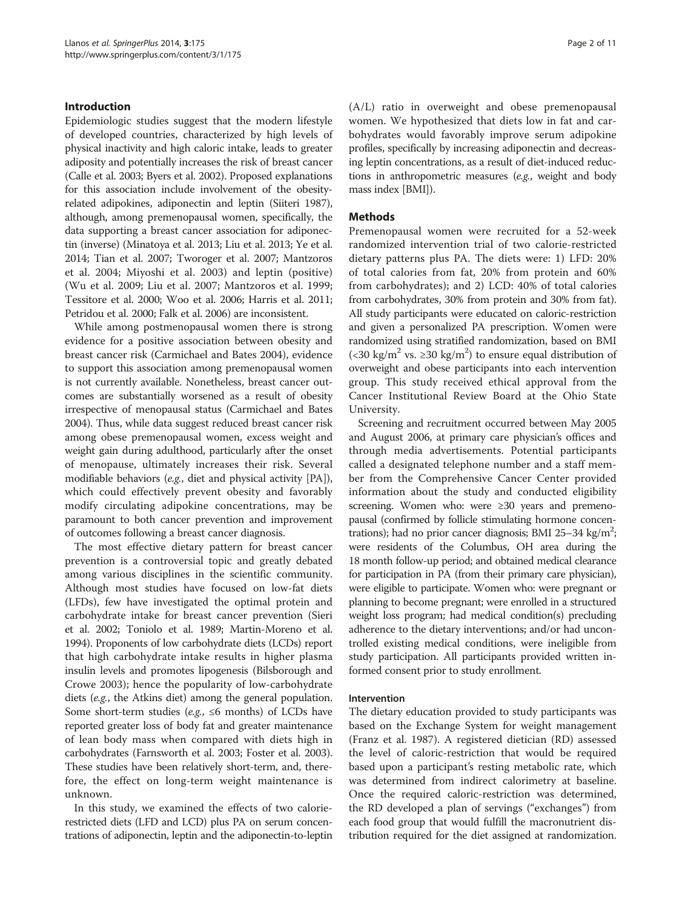## Introduction

Epidemiologic studies suggest that the modern lifestyle of developed countries, characterized by high levels of physical inactivity and high caloric intake, leads to greater adiposity and potentially increases the risk of breast cancer (Calle et al. 2003; Byers et al. 2002). Proposed explanations for this association include involvement of the obesity-related adipokines, adiponectin and leptin (Siiteri 1987), although, among premenopausal women, specifically, the data supporting a breast cancer association for adiponectin (inverse) (Minatoya et al. 2013; Liu et al. 2013; Ye et al. 2014; Tian et al. 2007; Tworoger et al. 2007; Mantzoros et al. 2004; Miyoshi et al. 2003) and leptin (positive) (Wu et al. 2009; Liu et al. 2007; Mantzoros et al. 1999; Tessitore et al. 2000; Woo et al. 2006; Harris et al. 2011; Petridou et al. 2000; Falk et al. 2006) are inconsistent.

While among postmenopausal women there is strong evidence for a positive association between obesity and breast cancer risk (Carmichael and Bates 2004), evidence to support this association among premenopausal women is not currently available. Nonetheless, breast cancer outcomes are substantially worsened as a result of obesity irrespective of menopausal status (Carmichael and Bates 2004). Thus, while data suggest reduced breast cancer risk among obese premenopausal women, excess weight and weight gain during adulthood, particularly after the onset of menopause, ultimately increases their risk. Several modifiable behaviors (*e.g.*, diet and physical activity [PA]), which could effectively prevent obesity and favorably modify circulating adipokine concentrations, may be paramount to both cancer prevention and improvement of outcomes following a breast cancer diagnosis.

The most effective dietary pattern for breast cancer prevention is a controversial topic and greatly debated among various disciplines in the scientific community. Although most studies have focused on low-fat diets (LFDs), few have investigated the optimal protein and carbohydrate intake for breast cancer prevention (Sieri et al. 2002; Toniolo et al. 1989; Martin-Moreno et al. 1994). Proponents of low carbohydrate diets (LCDs) report that high carbohydrate intake results in higher plasma insulin levels and promotes lipogenesis (Bilsborough and Crowe 2003); hence the popularity of low-carbohydrate diets (*e.g.*, the Atkins diet) among the general population. Some short-term studies (*e.g.*, ≤6 months) of LCDs have reported greater loss of body fat and greater maintenance of lean body mass when compared with diets high in carbohydrates (Farnsworth et al. 2003; Foster et al. 2003). These studies have been relatively short-term, and, therefore, the effect on long-term weight maintenance is unknown.

In this study, we examined the effects of two calorie-restricted diets (LFD and LCD) plus PA on serum concentrations of adiponectin, leptin and the adiponectin-to-leptin (A/L) ratio in overweight and obese premenopausal women. We hypothesized that diets low in fat and carbohydrates would favorably improve serum adipokine profiles, specifically by increasing adiponectin and decreasing leptin concentrations, as a result of diet-induced reductions in anthropometric measures (*e.g.*, weight and body mass index [BMI]).

## Methods

Premenopausal women were recruited for a 52-week randomized intervention trial of two calorie-restricted dietary patterns plus PA. The diets were: 1) LFD: 20% of total calories from fat, 20% from protein and 60% from carbohydrates); and 2) LCD: 40% of total calories from carbohydrates, 30% from protein and 30% from fat). All study participants were educated on caloric-restriction and given a personalized PA prescription. Women were randomized using stratified randomization, based on BMI (<30 kg/m$^2$ vs. ≥30 kg/m$^2$) to ensure equal distribution of overweight and obese participants into each intervention group. This study received ethical approval from the Cancer Institutional Review Board at the Ohio State University.

Screening and recruitment occurred between May 2005 and August 2006, at primary care physician's offices and through media advertisements. Potential participants called a designated telephone number and a staff member from the Comprehensive Cancer Center provided information about the study and conducted eligibility screening. Women who: were ≥30 years and premenopausal (confirmed by follicle stimulating hormone concentrations); had no prior cancer diagnosis; BMI 25–34 kg/m$^2$; were residents of the Columbus, OH area during the 18 month follow-up period; and obtained medical clearance for participation in PA (from their primary care physician), were eligible to participate. Women who: were pregnant or planning to become pregnant; were enrolled in a structured weight loss program; had medical condition(s) precluding adherence to the dietary interventions; and/or had uncontrolled existing medical conditions, were ineligible from study participation. All participants provided written informed consent prior to study enrollment.

### Intervention

The dietary education provided to study participants was based on the Exchange System for weight management (Franz et al. 1987). A registered dietician (RD) assessed the level of caloric-restriction that would be required based upon a participant's resting metabolic rate, which was determined from indirect calorimetry at baseline. Once the required caloric-restriction was determined, the RD developed a plan of servings ("exchanges") from each food group that would fulfill the macronutrient distribution required for the diet assigned at randomization.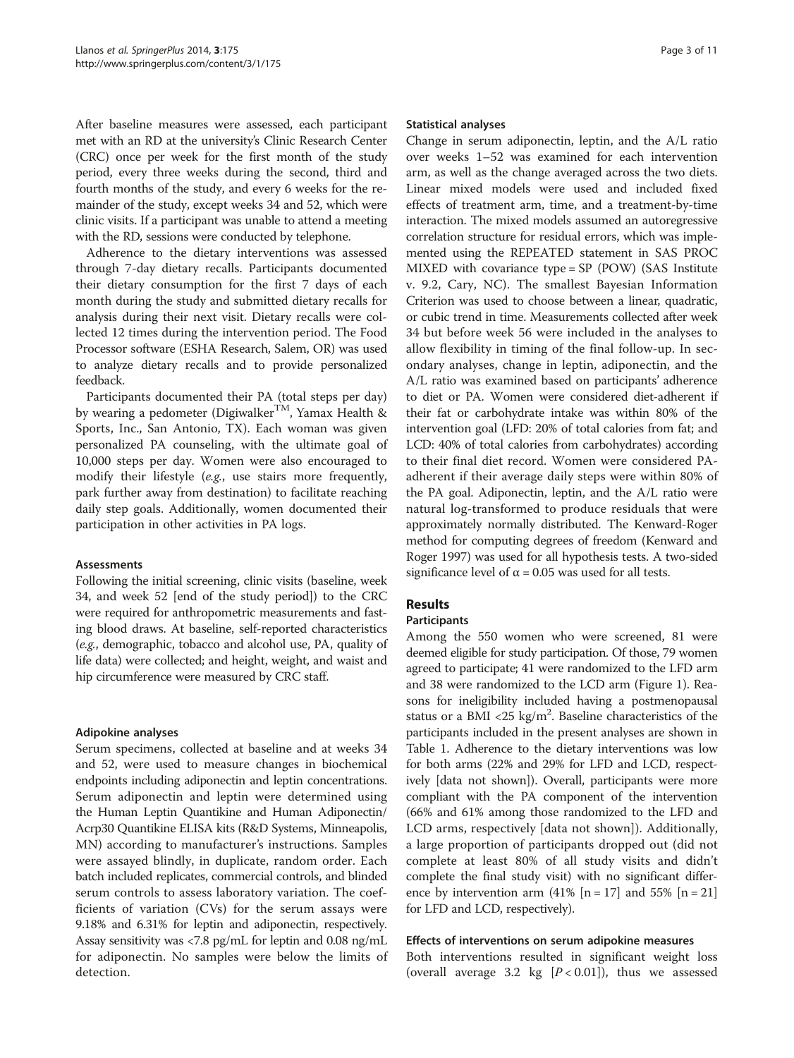After baseline measures were assessed, each participant met with an RD at the university's Clinic Research Center (CRC) once per week for the first month of the study period, every three weeks during the second, third and fourth months of the study, and every 6 weeks for the remainder of the study, except weeks 34 and 52, which were clinic visits. If a participant was unable to attend a meeting with the RD, sessions were conducted by telephone.

Adherence to the dietary interventions was assessed through 7-day dietary recalls. Participants documented their dietary consumption for the first 7 days of each month during the study and submitted dietary recalls for analysis during their next visit. Dietary recalls were collected 12 times during the intervention period. The Food Processor software (ESHA Research, Salem, OR) was used to analyze dietary recalls and to provide personalized feedback.

Participants documented their PA (total steps per day) by wearing a pedometer (Digiwalker$^{TM}$, Yamax Health & Sports, Inc., San Antonio, TX). Each woman was given personalized PA counseling, with the ultimate goal of 10,000 steps per day. Women were also encouraged to modify their lifestyle (*e.g.*, use stairs more frequently, park further away from destination) to facilitate reaching daily step goals. Additionally, women documented their participation in other activities in PA logs.

#### Assessments

Following the initial screening, clinic visits (baseline, week 34, and week 52 [end of the study period]) to the CRC were required for anthropometric measurements and fasting blood draws. At baseline, self-reported characteristics (*e.g.*, demographic, tobacco and alcohol use, PA, quality of life data) were collected; and height, weight, and waist and hip circumference were measured by CRC staff.

#### Adipokine analyses

Serum specimens, collected at baseline and at weeks 34 and 52, were used to measure changes in biochemical endpoints including adiponectin and leptin concentrations. Serum adiponectin and leptin were determined using the Human Leptin Quantikine and Human Adiponectin/Acrp30 Quantikine ELISA kits (R&D Systems, Minneapolis, MN) according to manufacturer's instructions. Samples were assayed blindly, in duplicate, random order. Each batch included replicates, commercial controls, and blinded serum controls to assess laboratory variation. The coefficients of variation (CVs) for the serum assays were 9.18% and 6.31% for leptin and adiponectin, respectively. Assay sensitivity was <7.8 pg/mL for leptin and 0.08 ng/mL for adiponectin. No samples were below the limits of detection.

#### Statistical analyses

Change in serum adiponectin, leptin, and the A/L ratio over weeks 1–52 was examined for each intervention arm, as well as the change averaged across the two diets. Linear mixed models were used and included fixed effects of treatment arm, time, and a treatment-by-time interaction. The mixed models assumed an autoregressive correlation structure for residual errors, which was implemented using the REPEATED statement in SAS PROC MIXED with covariance type = SP (POW) (SAS Institute v. 9.2, Cary, NC). The smallest Bayesian Information Criterion was used to choose between a linear, quadratic, or cubic trend in time. Measurements collected after week 34 but before week 56 were included in the analyses to allow flexibility in timing of the final follow-up. In secondary analyses, change in leptin, adiponectin, and the A/L ratio was examined based on participants' adherence to diet or PA. Women were considered diet-adherent if their fat or carbohydrate intake was within 80% of the intervention goal (LFD: 20% of total calories from fat; and LCD: 40% of total calories from carbohydrates) according to their final diet record. Women were considered PA-adherent if their average daily steps were within 80% of the PA goal. Adiponectin, leptin, and the A/L ratio were natural log-transformed to produce residuals that were approximately normally distributed. The Kenward-Roger method for computing degrees of freedom (Kenward and Roger 1997) was used for all hypothesis tests. A two-sided significance level of $\alpha = 0.05$ was used for all tests.

## Results

#### Participants

Among the 550 women who were screened, 81 were deemed eligible for study participation. Of those, 79 women agreed to participate; 41 were randomized to the LFD arm and 38 were randomized to the LCD arm (Figure 1). Reasons for ineligibility included having a postmenopausal status or a BMI <25 kg/m$^2$. Baseline characteristics of the participants included in the present analyses are shown in Table 1. Adherence to the dietary interventions was low for both arms (22% and 29% for LFD and LCD, respectively [data not shown]). Overall, participants were more compliant with the PA component of the intervention (66% and 61% among those randomized to the LFD and LCD arms, respectively [data not shown]). Additionally, a large proportion of participants dropped out (did not complete at least 80% of all study visits and didn't complete the final study visit) with no significant difference by intervention arm (41% [n = 17] and 55% [n = 21] for LFD and LCD, respectively).

#### Effects of interventions on serum adipokine measures

Both interventions resulted in significant weight loss (overall average 3.2 kg [$P < 0.01$]), thus we assessed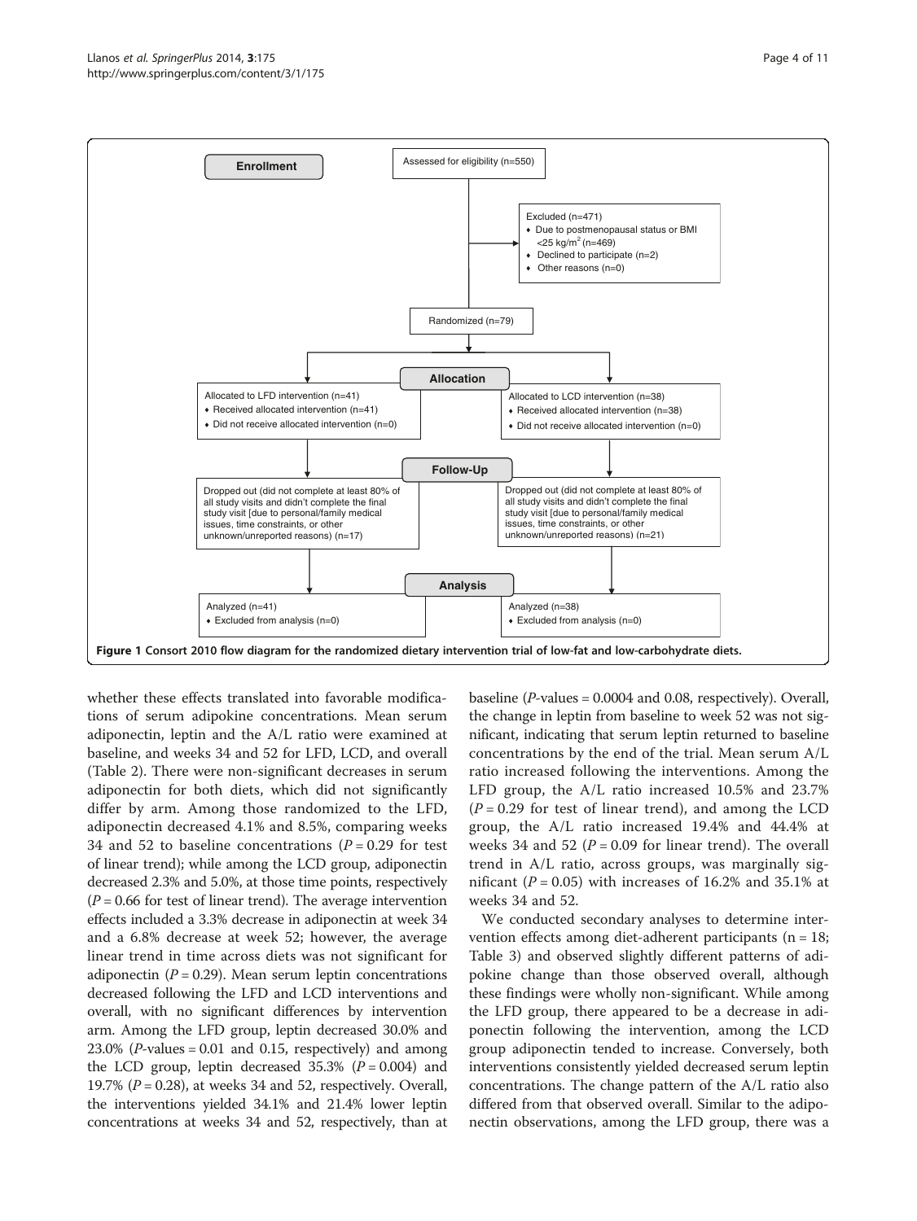Enrollment

Assessed for eligibility (n=550)

Excluded (n=471)
- Due to postmenopausal status or BMI <25 kg/m$^2$ (n=469)
- Declined to participate (n=2)
- Other reasons (n=0)

Randomized (n=79)

Allocation

Allocated to LFD intervention (n=41)
- Received allocated intervention (n=41)
- Did not receive allocated intervention (n=0)

Allocated to LCD intervention (n=38)
- Received allocated intervention (n=38)
- Did not receive allocated intervention (n=0)

Follow-Up

Dropped out (did not complete at least 80% of all study visits and didn't complete the final study visit [due to personal/family medical issues, time constraints, or other unknown/unreported reasons) (n=17)

Dropped out (did not complete at least 80% of all study visits and didn't complete the final study visit [due to personal/family medical issues, time constraints, or other unknown/unreported reasons) (n=21)

Analysis

Analyzed (n=41)
- Excluded from analysis (n=0)

Analyzed (n=38)
- Excluded from analysis (n=0)

**Figure 1** Consort 2010 flow diagram for the randomized dietary intervention trial of low-fat and low-carbohydrate diets.

whether these effects translated into favorable modifications of serum adipokine concentrations. Mean serum adiponectin, leptin and the A/L ratio were examined at baseline, and weeks 34 and 52 for LFD, LCD, and overall (Table 2). There were non-significant decreases in serum adiponectin for both diets, which did not significantly differ by arm. Among those randomized to the LFD, adiponectin decreased 4.1% and 8.5%, comparing weeks 34 and 52 to baseline concentrations ($P = 0.29$ for test of linear trend); while among the LCD group, adiponectin decreased 2.3% and 5.0%, at those time points, respectively ($P = 0.66$ for test of linear trend). The average intervention effects included a 3.3% decrease in adiponectin at week 34 and a 6.8% decrease at week 52; however, the average linear trend in time across diets was not significant for adiponectin ($P = 0.29$). Mean serum leptin concentrations decreased following the LFD and LCD interventions and overall, with no significant differences by intervention arm. Among the LFD group, leptin decreased 30.0% and 23.0% ($P$-values = 0.01 and 0.15, respectively) and among the LCD group, leptin decreased 35.3% ($P = 0.004$) and 19.7% ($P = 0.28$), at weeks 34 and 52, respectively. Overall, the interventions yielded 34.1% and 21.4% lower leptin concentrations at weeks 34 and 52, respectively, than at baseline ($P$-values = 0.0004 and 0.08, respectively). Overall, the change in leptin from baseline to week 52 was not significant, indicating that serum leptin returned to baseline concentrations by the end of the trial. Mean serum A/L ratio increased following the interventions. Among the LFD group, the A/L ratio increased 10.5% and 23.7% ($P = 0.29$ for test of linear trend), and among the LCD group, the A/L ratio increased 19.4% and 44.4% at weeks 34 and 52 ($P = 0.09$ for linear trend). The overall trend in A/L ratio, across groups, was marginally significant ($P = 0.05$) with increases of 16.2% and 35.1% at weeks 34 and 52.

We conducted secondary analyses to determine intervention effects among diet-adherent participants (n = 18; Table 3) and observed slightly different patterns of adipokine change than those observed overall, although these findings were wholly non-significant. While among the LFD group, there appeared to be a decrease in adiponectin following the intervention, among the LCD group adiponectin tended to increase. Conversely, both interventions consistently yielded decreased serum leptin concentrations. The change pattern of the A/L ratio also differed from that observed overall. Similar to the adiponectin observations, among the LFD group, there was a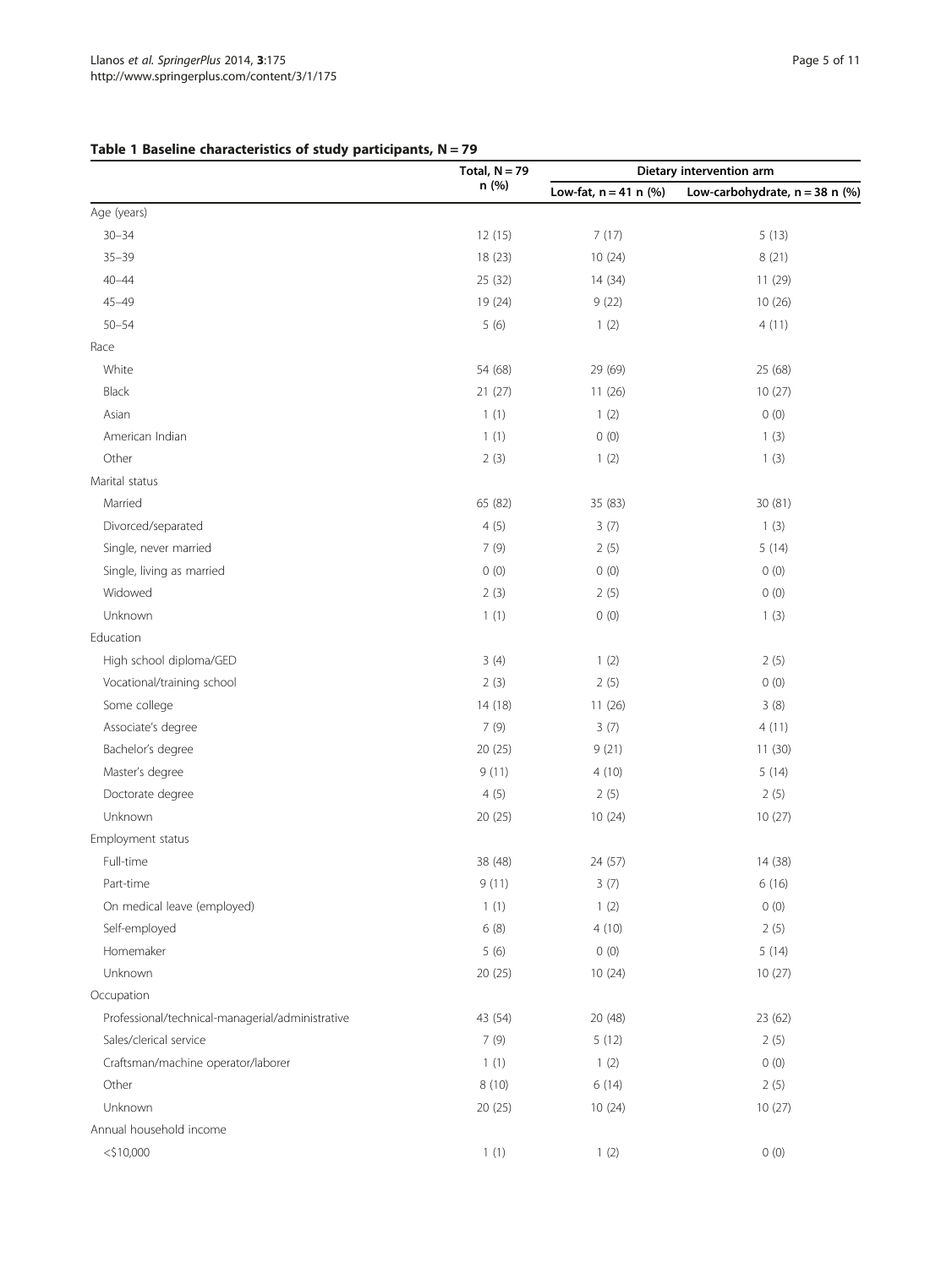**Table 1 Baseline characteristics of study participants, N = 79**

| | Total, N = 79 n (%) | Dietary intervention arm | |
|---|---|---|---|
| | | Low-fat, n = 41 n (%) | Low-carbohydrate, n = 38 n (%) |
| Age (years) | | | |
| 30–34 | 12 (15) | 7 (17) | 5 (13) |
| 35–39 | 18 (23) | 10 (24) | 8 (21) |
| 40–44 | 25 (32) | 14 (34) | 11 (29) |
| 45–49 | 19 (24) | 9 (22) | 10 (26) |
| 50–54 | 5 (6) | 1 (2) | 4 (11) |
| Race | | | |
| White | 54 (68) | 29 (69) | 25 (68) |
| Black | 21 (27) | 11 (26) | 10 (27) |
| Asian | 1 (1) | 1 (2) | 0 (0) |
| American Indian | 1 (1) | 0 (0) | 1 (3) |
| Other | 2 (3) | 1 (2) | 1 (3) |
| Marital status | | | |
| Married | 65 (82) | 35 (83) | 30 (81) |
| Divorced/separated | 4 (5) | 3 (7) | 1 (3) |
| Single, never married | 7 (9) | 2 (5) | 5 (14) |
| Single, living as married | 0 (0) | 0 (0) | 0 (0) |
| Widowed | 2 (3) | 2 (5) | 0 (0) |
| Unknown | 1 (1) | 0 (0) | 1 (3) |
| Education | | | |
| High school diploma/GED | 3 (4) | 1 (2) | 2 (5) |
| Vocational/training school | 2 (3) | 2 (5) | 0 (0) |
| Some college | 14 (18) | 11 (26) | 3 (8) |
| Associate's degree | 7 (9) | 3 (7) | 4 (11) |
| Bachelor's degree | 20 (25) | 9 (21) | 11 (30) |
| Master's degree | 9 (11) | 4 (10) | 5 (14) |
| Doctorate degree | 4 (5) | 2 (5) | 2 (5) |
| Unknown | 20 (25) | 10 (24) | 10 (27) |
| Employment status | | | |
| Full-time | 38 (48) | 24 (57) | 14 (38) |
| Part-time | 9 (11) | 3 (7) | 6 (16) |
| On medical leave (employed) | 1 (1) | 1 (2) | 0 (0) |
| Self-employed | 6 (8) | 4 (10) | 2 (5) |
| Homemaker | 5 (6) | 0 (0) | 5 (14) |
| Unknown | 20 (25) | 10 (24) | 10 (27) |
| Occupation | | | |
| Professional/technical-managerial/administrative | 43 (54) | 20 (48) | 23 (62) |
| Sales/clerical service | 7 (9) | 5 (12) | 2 (5) |
| Craftsman/machine operator/laborer | 1 (1) | 1 (2) | 0 (0) |
| Other | 8 (10) | 6 (14) | 2 (5) |
| Unknown | 20 (25) | 10 (24) | 10 (27) |
| Annual household income | | | |
| <$10,000 | 1 (1) | 1 (2) | 0 (0) |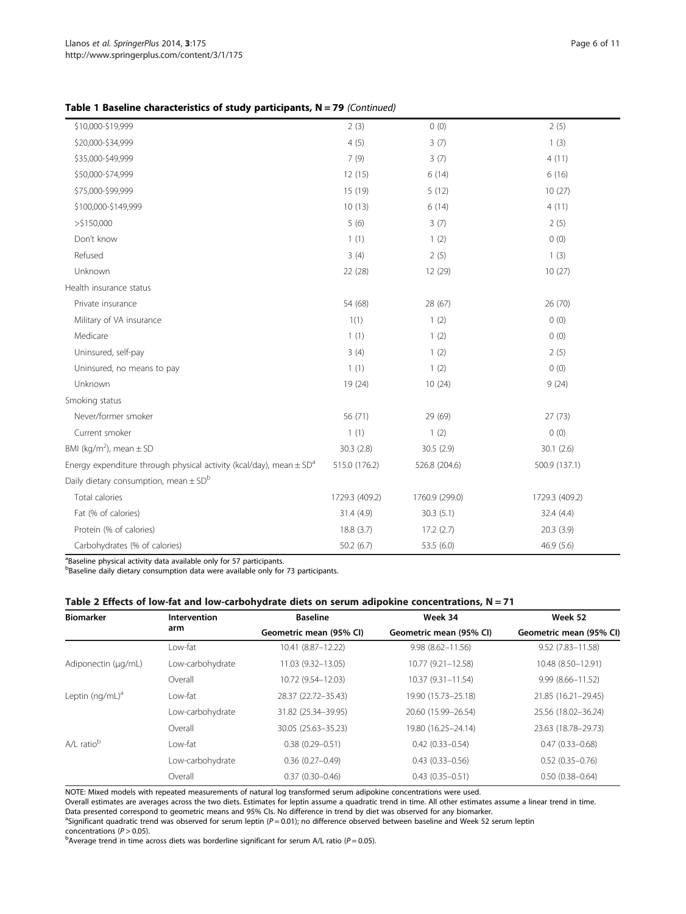**Table 1 Baseline characteristics of study participants, N = 79** *(Continued)*

| | | | |
|---|---|---|---|
| \$10,000-\$19,999 | 2 (3) | 0 (0) | 2 (5) |
| \$20,000-\$34,999 | 4 (5) | 3 (7) | 1 (3) |
| \$35,000-\$49,999 | 7 (9) | 3 (7) | 4 (11) |
| \$50,000-\$74,999 | 12 (15) | 6 (14) | 6 (16) |
| \$75,000-\$99,999 | 15 (19) | 5 (12) | 10 (27) |
| \$100,000-\$149,999 | 10 (13) | 6 (14) | 4 (11) |
| >\$150,000 | 5 (6) | 3 (7) | 2 (5) |
| Don't know | 1 (1) | 1 (2) | 0 (0) |
| Refused | 3 (4) | 2 (5) | 1 (3) |
| Unknown | 22 (28) | 12 (29) | 10 (27) |
| Health insurance status | | | |
| Private insurance | 54 (68) | 28 (67) | 26 (70) |
| Military of VA insurance | 1(1) | 1 (2) | 0 (0) |
| Medicare | 1 (1) | 1 (2) | 0 (0) |
| Uninsured, self-pay | 3 (4) | 1 (2) | 2 (5) |
| Uninsured, no means to pay | 1 (1) | 1 (2) | 0 (0) |
| Unknown | 19 (24) | 10 (24) | 9 (24) |
| Smoking status | | | |
| Never/former smoker | 56 (71) | 29 (69) | 27 (73) |
| Current smoker | 1 (1) | 1 (2) | 0 (0) |
| BMI (kg/m$^2$), mean ± SD | 30.3 (2.8) | 30.5 (2.9) | 30.1 (2.6) |
| Energy expenditure through physical activity (kcal/day), mean ± SD[a] | 515.0 (176.2) | 526.8 (204.6) | 500.9 (137.1) |
| Daily dietary consumption, mean ± SD[b] | | | |
| Total calories | 1729.3 (409.2) | 1760.9 (299.0) | 1729.3 (409.2) |
| Fat (% of calories) | 31.4 (4.9) | 30.3 (5.1) | 32.4 (4.4) |
| Protein (% of calories) | 18.8 (3.7) | 17.2 (2.7) | 20.3 (3.9) |
| Carbohydrates (% of calories) | 50.2 (6.7) | 53.5 (6.0) | 46.9 (5.6) |

[a]Baseline physical activity data available only for 57 participants.
[b]Baseline daily dietary consumption data were available only for 73 participants.

**Table 2 Effects of low-fat and low-carbohydrate diets on serum adipokine concentrations, N = 71**

| Biomarker | Intervention arm | Baseline | Week 34 | Week 52 |
|---|---|---|---|---|
| | | Geometric mean (95% CI) | Geometric mean (95% CI) | Geometric mean (95% CI) |
| | Low-fat | 10.41 (8.87–12.22) | 9.98 (8.62–11.56) | 9.52 (7.83–11.58) |
| Adiponectin (μg/mL) | Low-carbohydrate | 11.03 (9.32–13.05) | 10.77 (9.21–12.58) | 10.48 (8.50–12.91) |
| | Overall | 10.72 (9.54–12.03) | 10.37 (9.31–11.54) | 9.99 (8.66–11.52) |
| Leptin (ng/mL)[a] | Low-fat | 28.37 (22.72–35.43) | 19.90 (15.73–25.18) | 21.85 (16.21–29.45) |
| | Low-carbohydrate | 31.82 (25.34–39.95) | 20.60 (15.99–26.54) | 25.56 (18.02–36.24) |
| | Overall | 30.05 (25.63–35.23) | 19.80 (16.25–24.14) | 23.63 (18.78–29.73) |
| A/L ratio[b] | Low-fat | 0.38 (0.29–0.51) | 0.42 (0.33–0.54) | 0.47 (0.33–0.68) |
| | Low-carbohydrate | 0.36 (0.27–0.49) | 0.43 (0.33–0.56) | 0.52 (0.35–0.76) |
| | Overall | 0.37 (0.30–0.46) | 0.43 (0.35–0.51) | 0.50 (0.38–0.64) |

NOTE: Mixed models with repeated measurements of natural log transformed serum adipokine concentrations were used.
Overall estimates are averages across the two diets. Estimates for leptin assume a quadratic trend in time. All other estimates assume a linear trend in time.
Data presented correspond to geometric means and 95% CIs. No difference in trend by diet was observed for any biomarker.
[a]Significant quadratic trend was observed for serum leptin ($P = 0.01$); no difference observed between baseline and Week 52 serum leptin concentrations ($P > 0.05$).
[b]Average trend in time across diets was borderline significant for serum A/L ratio ($P = 0.05$).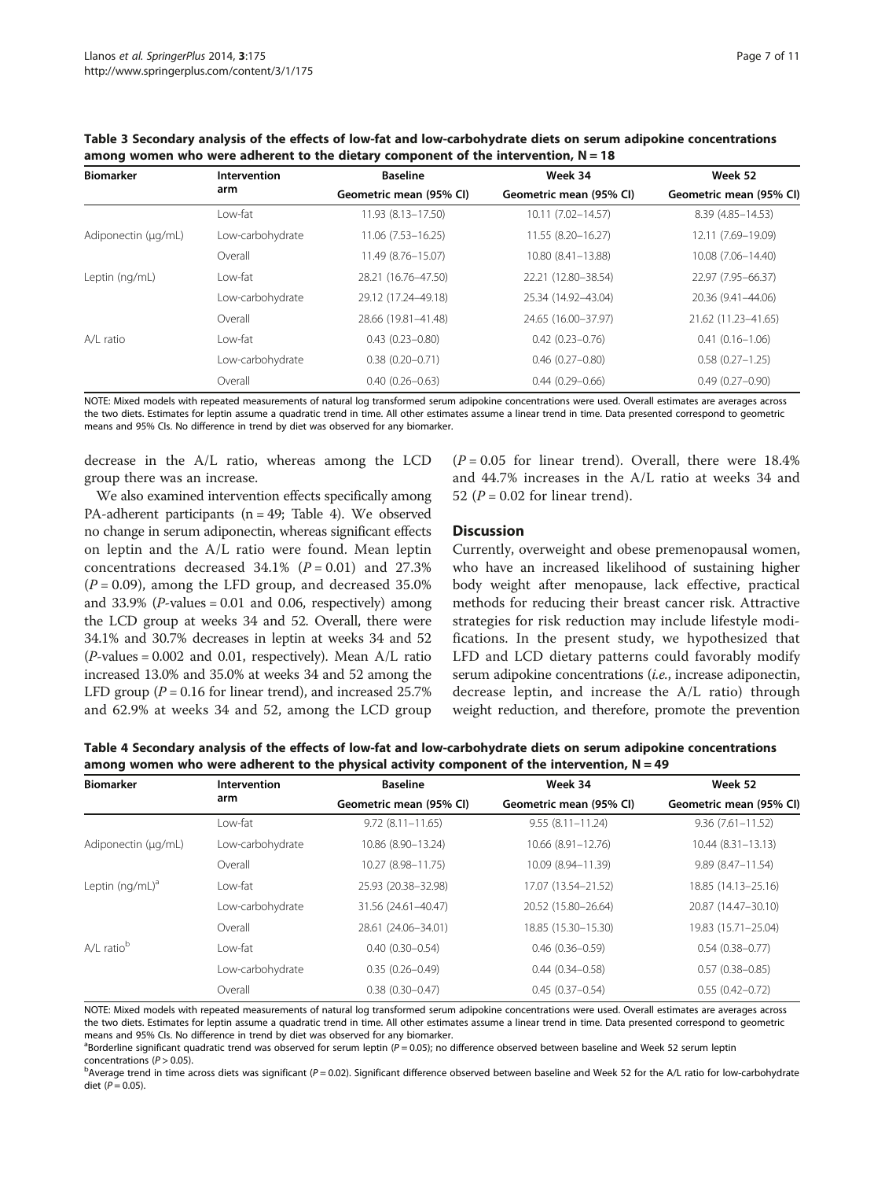**Table 3 Secondary analysis of the effects of low-fat and low-carbohydrate diets on serum adipokine concentrations among women who were adherent to the dietary component of the intervention, N = 18**

| Biomarker | Intervention arm | Baseline | Week 34 | Week 52 |
|---|---|---|---|---|
| | | Geometric mean (95% CI) | Geometric mean (95% CI) | Geometric mean (95% CI) |
| | Low-fat | 11.93 (8.13–17.50) | 10.11 (7.02–14.57) | 8.39 (4.85–14.53) |
| Adiponectin (μg/mL) | Low-carbohydrate | 11.06 (7.53–16.25) | 11.55 (8.20–16.27) | 12.11 (7.69–19.09) |
| | Overall | 11.49 (8.76–15.07) | 10.80 (8.41–13.88) | 10.08 (7.06–14.40) |
| Leptin (ng/mL) | Low-fat | 28.21 (16.76–47.50) | 22.21 (12.80–38.54) | 22.97 (7.95–66.37) |
| | Low-carbohydrate | 29.12 (17.24–49.18) | 25.34 (14.92–43.04) | 20.36 (9.41–44.06) |
| | Overall | 28.66 (19.81–41.48) | 24.65 (16.00–37.97) | 21.62 (11.23–41.65) |
| A/L ratio | Low-fat | 0.43 (0.23–0.80) | 0.42 (0.23–0.76) | 0.41 (0.16–1.06) |
| | Low-carbohydrate | 0.38 (0.20–0.71) | 0.46 (0.27–0.80) | 0.58 (0.27–1.25) |
| | Overall | 0.40 (0.26–0.63) | 0.44 (0.29–0.66) | 0.49 (0.27–0.90) |

NOTE: Mixed models with repeated measurements of natural log transformed serum adipokine concentrations were used. Overall estimates are averages across the two diets. Estimates for leptin assume a quadratic trend in time. All other estimates assume a linear trend in time. Data presented correspond to geometric means and 95% CIs. No difference in trend by diet was observed for any biomarker.

decrease in the A/L ratio, whereas among the LCD group there was an increase.

We also examined intervention effects specifically among PA-adherent participants (n = 49; Table 4). We observed no change in serum adiponectin, whereas significant effects on leptin and the A/L ratio were found. Mean leptin concentrations decreased 34.1% ($P = 0.01$) and 27.3% ($P = 0.09$), among the LFD group, and decreased 35.0% and 33.9% ($P$-values = 0.01 and 0.06, respectively) among the LCD group at weeks 34 and 52. Overall, there were 34.1% and 30.7% decreases in leptin at weeks 34 and 52 ($P$-values = 0.002 and 0.01, respectively). Mean A/L ratio increased 13.0% and 35.0% at weeks 34 and 52 among the LFD group ($P = 0.16$ for linear trend), and increased 25.7% and 62.9% at weeks 34 and 52, among the LCD group ($P = 0.05$ for linear trend). Overall, there were 18.4% and 44.7% increases in the A/L ratio at weeks 34 and 52 ($P = 0.02$ for linear trend).

## Discussion

Currently, overweight and obese premenopausal women, who have an increased likelihood of sustaining higher body weight after menopause, lack effective, practical methods for reducing their breast cancer risk. Attractive strategies for risk reduction may include lifestyle modifications. In the present study, we hypothesized that LFD and LCD dietary patterns could favorably modify serum adipokine concentrations (*i.e.*, increase adiponectin, decrease leptin, and increase the A/L ratio) through weight reduction, and therefore, promote the prevention

**Table 4 Secondary analysis of the effects of low-fat and low-carbohydrate diets on serum adipokine concentrations among women who were adherent to the physical activity component of the intervention, N = 49**

| Biomarker | Intervention arm | Baseline | Week 34 | Week 52 |
|---|---|---|---|---|
| | | Geometric mean (95% CI) | Geometric mean (95% CI) | Geometric mean (95% CI) |
| | Low-fat | 9.72 (8.11–11.65) | 9.55 (8.11–11.24) | 9.36 (7.61–11.52) |
| Adiponectin (μg/mL) | Low-carbohydrate | 10.86 (8.90–13.24) | 10.66 (8.91–12.76) | 10.44 (8.31–13.13) |
| | Overall | 10.27 (8.98–11.75) | 10.09 (8.94–11.39) | 9.89 (8.47–11.54) |
| Leptin (ng/mL)[a] | Low-fat | 25.93 (20.38–32.98) | 17.07 (13.54–21.52) | 18.85 (14.13–25.16) |
| | Low-carbohydrate | 31.56 (24.61–40.47) | 20.52 (15.80–26.64) | 20.87 (14.47–30.10) |
| | Overall | 28.61 (24.06–34.01) | 18.85 (15.30–15.30) | 19.83 (15.71–25.04) |
| A/L ratio[b] | Low-fat | 0.40 (0.30–0.54) | 0.46 (0.36–0.59) | 0.54 (0.38–0.77) |
| | Low-carbohydrate | 0.35 (0.26–0.49) | 0.44 (0.34–0.58) | 0.57 (0.38–0.85) |
| | Overall | 0.38 (0.30–0.47) | 0.45 (0.37–0.54) | 0.55 (0.42–0.72) |

NOTE: Mixed models with repeated measurements of natural log transformed serum adipokine concentrations were used. Overall estimates are averages across the two diets. Estimates for leptin assume a quadratic trend in time. All other estimates assume a linear trend in time. Data presented correspond to geometric means and 95% CIs. No difference in trend by diet was observed for any biomarker.

[a]Borderline significant quadratic trend was observed for serum leptin ($P = 0.05$); no difference observed between baseline and Week 52 serum leptin concentrations ($P > 0.05$).

[b]Average trend in time across diets was significant ($P = 0.02$). Significant difference observed between baseline and Week 52 for the A/L ratio for low-carbohydrate diet ($P = 0.05$).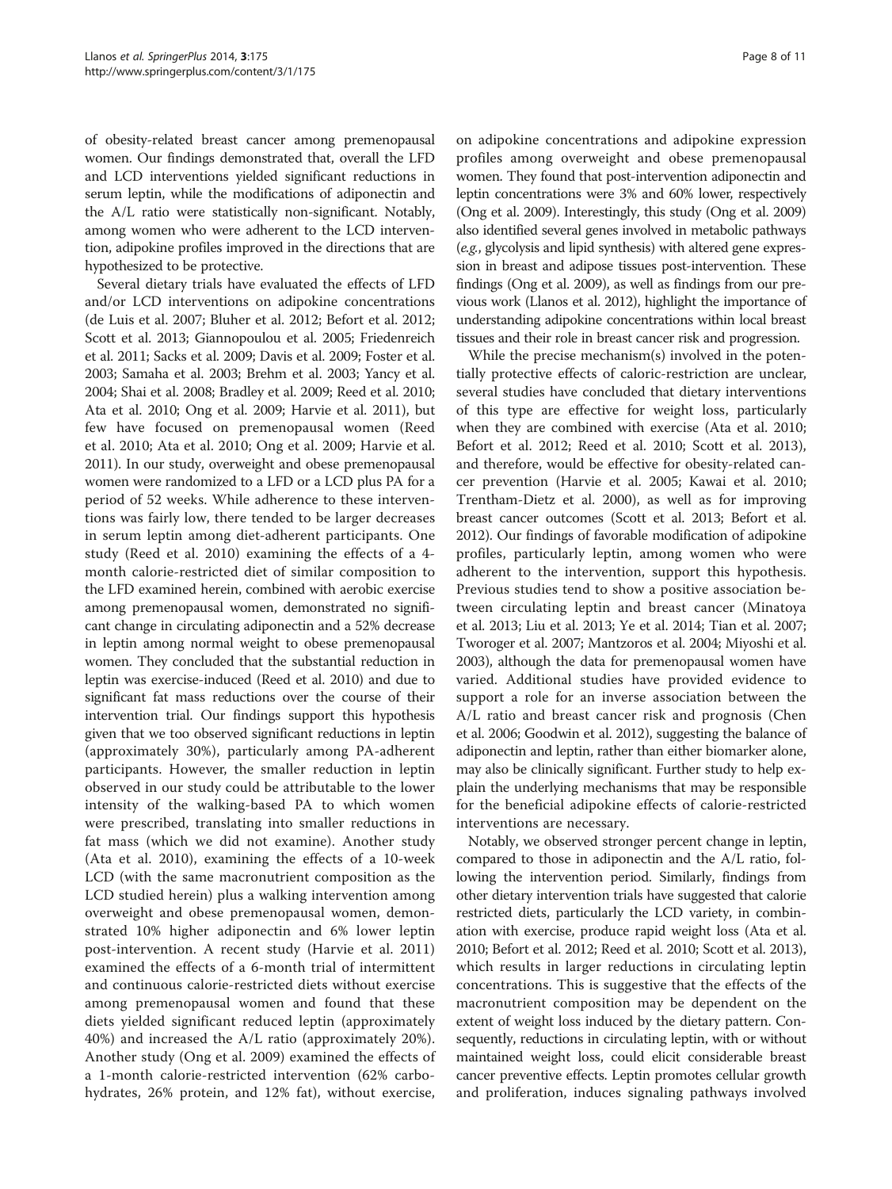of obesity-related breast cancer among premenopausal women. Our findings demonstrated that, overall the LFD and LCD interventions yielded significant reductions in serum leptin, while the modifications of adiponectin and the A/L ratio were statistically non-significant. Notably, among women who were adherent to the LCD intervention, adipokine profiles improved in the directions that are hypothesized to be protective.

Several dietary trials have evaluated the effects of LFD and/or LCD interventions on adipokine concentrations (de Luis et al. 2007; Bluher et al. 2012; Befort et al. 2012; Scott et al. 2013; Giannopoulou et al. 2005; Friedenreich et al. 2011; Sacks et al. 2009; Davis et al. 2009; Foster et al. 2003; Samaha et al. 2003; Brehm et al. 2003; Yancy et al. 2004; Shai et al. 2008; Bradley et al. 2009; Reed et al. 2010; Ata et al. 2010; Ong et al. 2009; Harvie et al. 2011), but few have focused on premenopausal women (Reed et al. 2010; Ata et al. 2010; Ong et al. 2009; Harvie et al. 2011). In our study, overweight and obese premenopausal women were randomized to a LFD or a LCD plus PA for a period of 52 weeks. While adherence to these interventions was fairly low, there tended to be larger decreases in serum leptin among diet-adherent participants. One study (Reed et al. 2010) examining the effects of a 4-month calorie-restricted diet of similar composition to the LFD examined herein, combined with aerobic exercise among premenopausal women, demonstrated no significant change in circulating adiponectin and a 52% decrease in leptin among normal weight to obese premenopausal women. They concluded that the substantial reduction in leptin was exercise-induced (Reed et al. 2010) and due to significant fat mass reductions over the course of their intervention trial. Our findings support this hypothesis given that we too observed significant reductions in leptin (approximately 30%), particularly among PA-adherent participants. However, the smaller reduction in leptin observed in our study could be attributable to the lower intensity of the walking-based PA to which women were prescribed, translating into smaller reductions in fat mass (which we did not examine). Another study (Ata et al. 2010), examining the effects of a 10-week LCD (with the same macronutrient composition as the LCD studied herein) plus a walking intervention among overweight and obese premenopausal women, demonstrated 10% higher adiponectin and 6% lower leptin post-intervention. A recent study (Harvie et al. 2011) examined the effects of a 6-month trial of intermittent and continuous calorie-restricted diets without exercise among premenopausal women and found that these diets yielded significant reduced leptin (approximately 40%) and increased the A/L ratio (approximately 20%). Another study (Ong et al. 2009) examined the effects of a 1-month calorie-restricted intervention (62% carbohydrates, 26% protein, and 12% fat), without exercise, on adipokine concentrations and adipokine expression profiles among overweight and obese premenopausal women. They found that post-intervention adiponectin and leptin concentrations were 3% and 60% lower, respectively (Ong et al. 2009). Interestingly, this study (Ong et al. 2009) also identified several genes involved in metabolic pathways (*e.g.*, glycolysis and lipid synthesis) with altered gene expression in breast and adipose tissues post-intervention. These findings (Ong et al. 2009), as well as findings from our previous work (Llanos et al. 2012), highlight the importance of understanding adipokine concentrations within local breast tissues and their role in breast cancer risk and progression.

While the precise mechanism(s) involved in the potentially protective effects of caloric-restriction are unclear, several studies have concluded that dietary interventions of this type are effective for weight loss, particularly when they are combined with exercise (Ata et al. 2010; Befort et al. 2012; Reed et al. 2010; Scott et al. 2013), and therefore, would be effective for obesity-related cancer prevention (Harvie et al. 2005; Kawai et al. 2010; Trentham-Dietz et al. 2000), as well as for improving breast cancer outcomes (Scott et al. 2013; Befort et al. 2012). Our findings of favorable modification of adipokine profiles, particularly leptin, among women who were adherent to the intervention, support this hypothesis. Previous studies tend to show a positive association between circulating leptin and breast cancer (Minatoya et al. 2013; Liu et al. 2013; Ye et al. 2014; Tian et al. 2007; Tworoger et al. 2007; Mantzoros et al. 2004; Miyoshi et al. 2003), although the data for premenopausal women have varied. Additional studies have provided evidence to support a role for an inverse association between the A/L ratio and breast cancer risk and prognosis (Chen et al. 2006; Goodwin et al. 2012), suggesting the balance of adiponectin and leptin, rather than either biomarker alone, may also be clinically significant. Further study to help explain the underlying mechanisms that may be responsible for the beneficial adipokine effects of calorie-restricted interventions are necessary.

Notably, we observed stronger percent change in leptin, compared to those in adiponectin and the A/L ratio, following the intervention period. Similarly, findings from other dietary intervention trials have suggested that calorie restricted diets, particularly the LCD variety, in combination with exercise, produce rapid weight loss (Ata et al. 2010; Befort et al. 2012; Reed et al. 2010; Scott et al. 2013), which results in larger reductions in circulating leptin concentrations. This is suggestive that the effects of the macronutrient composition may be dependent on the extent of weight loss induced by the dietary pattern. Consequently, reductions in circulating leptin, with or without maintained weight loss, could elicit considerable breast cancer preventive effects. Leptin promotes cellular growth and proliferation, induces signaling pathways involved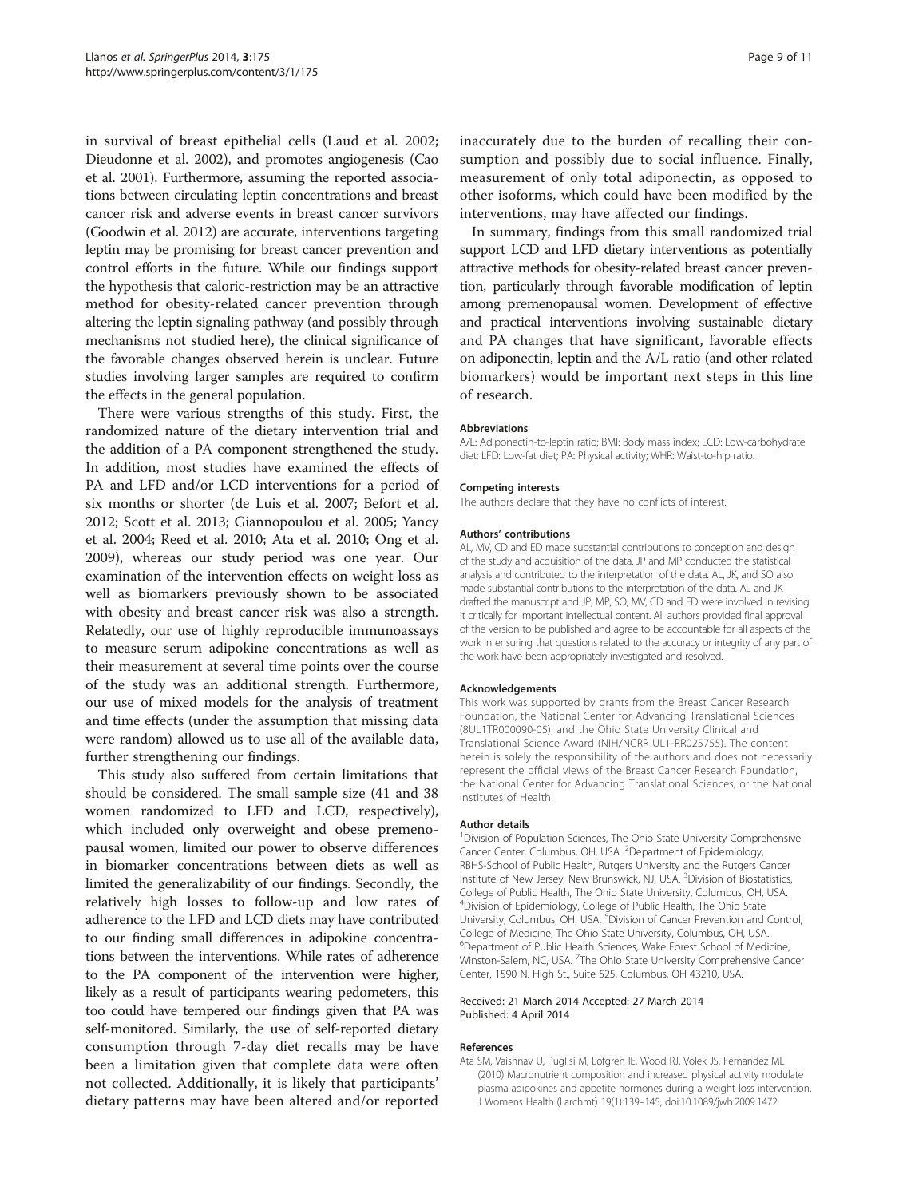in survival of breast epithelial cells (Laud et al. 2002; Dieudonne et al. 2002), and promotes angiogenesis (Cao et al. 2001). Furthermore, assuming the reported associations between circulating leptin concentrations and breast cancer risk and adverse events in breast cancer survivors (Goodwin et al. 2012) are accurate, interventions targeting leptin may be promising for breast cancer prevention and control efforts in the future. While our findings support the hypothesis that caloric-restriction may be an attractive method for obesity-related cancer prevention through altering the leptin signaling pathway (and possibly through mechanisms not studied here), the clinical significance of the favorable changes observed herein is unclear. Future studies involving larger samples are required to confirm the effects in the general population.

There were various strengths of this study. First, the randomized nature of the dietary intervention trial and the addition of a PA component strengthened the study. In addition, most studies have examined the effects of PA and LFD and/or LCD interventions for a period of six months or shorter (de Luis et al. 2007; Befort et al. 2012; Scott et al. 2013; Giannopoulou et al. 2005; Yancy et al. 2004; Reed et al. 2010; Ata et al. 2010; Ong et al. 2009), whereas our study period was one year. Our examination of the intervention effects on weight loss as well as biomarkers previously shown to be associated with obesity and breast cancer risk was also a strength. Relatedly, our use of highly reproducible immunoassays to measure serum adipokine concentrations as well as their measurement at several time points over the course of the study was an additional strength. Furthermore, our use of mixed models for the analysis of treatment and time effects (under the assumption that missing data were random) allowed us to use all of the available data, further strengthening our findings.

This study also suffered from certain limitations that should be considered. The small sample size (41 and 38 women randomized to LFD and LCD, respectively), which included only overweight and obese premenopausal women, limited our power to observe differences in biomarker concentrations between diets as well as limited the generalizability of our findings. Secondly, the relatively high losses to follow-up and low rates of adherence to the LFD and LCD diets may have contributed to our finding small differences in adipokine concentrations between the interventions. While rates of adherence to the PA component of the intervention were higher, likely as a result of participants wearing pedometers, this too could have tempered our findings given that PA was self-monitored. Similarly, the use of self-reported dietary consumption through 7-day diet recalls may be have been a limitation given that complete data were often not collected. Additionally, it is likely that participants' dietary patterns may have been altered and/or reported inaccurately due to the burden of recalling their consumption and possibly due to social influence. Finally, measurement of only total adiponectin, as opposed to other isoforms, which could have been modified by the interventions, may have affected our findings.

In summary, findings from this small randomized trial support LCD and LFD dietary interventions as potentially attractive methods for obesity-related breast cancer prevention, particularly through favorable modification of leptin among premenopausal women. Development of effective and practical interventions involving sustainable dietary and PA changes that have significant, favorable effects on adiponectin, leptin and the A/L ratio (and other related biomarkers) would be important next steps in this line of research.

#### Abbreviations

A/L: Adiponectin-to-leptin ratio; BMI: Body mass index; LCD: Low-carbohydrate diet; LFD: Low-fat diet; PA: Physical activity; WHR: Waist-to-hip ratio.

#### Competing interests

The authors declare that they have no conflicts of interest.

#### Authors' contributions

AL, MV, CD and ED made substantial contributions to conception and design of the study and acquisition of the data. JP and MP conducted the statistical analysis and contributed to the interpretation of the data. AL, JK, and SO also made substantial contributions to the interpretation of the data. AL and JK drafted the manuscript and JP, MP, SO, MV, CD and ED were involved in revising it critically for important intellectual content. All authors provided final approval of the version to be published and agree to be accountable for all aspects of the work in ensuring that questions related to the accuracy or integrity of any part of the work have been appropriately investigated and resolved.

#### Acknowledgements

This work was supported by grants from the Breast Cancer Research Foundation, the National Center for Advancing Translational Sciences (8UL1TR000090-05), and the Ohio State University Clinical and Translational Science Award (NIH/NCRR UL1-RR025755). The content herein is solely the responsibility of the authors and does not necessarily represent the official views of the Breast Cancer Research Foundation, the National Center for Advancing Translational Sciences, or the National Institutes of Health.

#### Author details

[1]Division of Population Sciences, The Ohio State University Comprehensive Cancer Center, Columbus, OH, USA. [2]Department of Epidemiology, RBHS-School of Public Health, Rutgers University and the Rutgers Cancer Institute of New Jersey, New Brunswick, NJ, USA. [3]Division of Biostatistics, College of Public Health, The Ohio State University, Columbus, OH, USA. [4]Division of Epidemiology, College of Public Health, The Ohio State University, Columbus, OH, USA. [5]Division of Cancer Prevention and Control, College of Medicine, The Ohio State University, Columbus, OH, USA. [6]Department of Public Health Sciences, Wake Forest School of Medicine, Winston-Salem, NC, USA. [7]The Ohio State University Comprehensive Cancer Center, 1590 N. High St., Suite 525, Columbus, OH 43210, USA.

Received: 21 March 2014 Accepted: 27 March 2014
Published: 4 April 2014

#### References

Ata SM, Vaishnav U, Puglisi M, Lofgren IE, Wood RJ, Volek JS, Fernandez ML (2010) Macronutrient composition and increased physical activity modulate plasma adipokines and appetite hormones during a weight loss intervention. J Womens Health (Larchmt) 19(1):139–145, doi:10.1089/jwh.2009.1472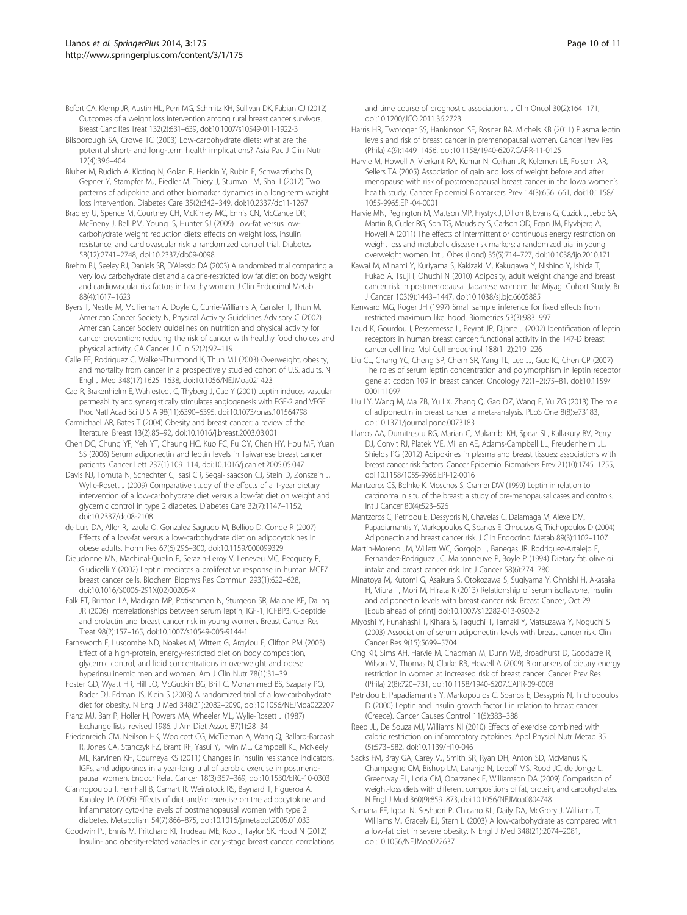Befort CA, Klemp JR, Austin HL, Perri MG, Schmitz KH, Sullivan DK, Fabian CJ (2012) Outcomes of a weight loss intervention among rural breast cancer survivors. Breast Canc Res Treat 132(2):631–639, doi:10.1007/s10549-011-1922-3

Bilsborough SA, Crowe TC (2003) Low-carbohydrate diets: what are the potential short- and long-term health implications? Asia Pac J Clin Nutr 12(4):396–404

Bluher M, Rudich A, Kloting N, Golan R, Henkin Y, Rubin E, Schwarzfuchs D, Gepner Y, Stampfer MJ, Fiedler M, Thiery J, Stumvoll M, Shai I (2012) Two patterns of adipokine and other biomarker dynamics in a long-term weight loss intervention. Diabetes Care 35(2):342–349, doi:10.2337/dc11-1267

Bradley U, Spence M, Courtney CH, McKinley MC, Ennis CN, McCance DR, McEneny J, Bell PM, Young IS, Hunter SJ (2009) Low-fat versus low-carbohydrate weight reduction diets: effects on weight loss, insulin resistance, and cardiovascular risk: a randomized control trial. Diabetes 58(12):2741–2748, doi:10.2337/db09-0098

Brehm BJ, Seeley RJ, Daniels SR, D'Alessio DA (2003) A randomized trial comparing a very low carbohydrate diet and a calorie-restricted low fat diet on body weight and cardiovascular risk factors in healthy women. J Clin Endocrinol Metab 88(4):1617–1623

Byers T, Nestle M, McTiernan A, Doyle C, Currie-Williams A, Gansler T, Thun M, American Cancer Society N, Physical Activity Guidelines Advisory C (2002) American Cancer Society guidelines on nutrition and physical activity for cancer prevention: reducing the risk of cancer with healthy food choices and physical activity. CA Cancer J Clin 52(2):92–119

Calle EE, Rodriguez C, Walker-Thurmond K, Thun MJ (2003) Overweight, obesity, and mortality from cancer in a prospectively studied cohort of U.S. adults. N Engl J Med 348(17):1625–1638, doi:10.1056/NEJMoa021423

Cao R, Brakenhielm E, Wahlestedt C, Thyberg J, Cao Y (2001) Leptin induces vascular permeability and synergistically stimulates angiogenesis with FGF-2 and VEGF. Proc Natl Acad Sci U S A 98(11):6390–6395, doi:10.1073/pnas.101564798

Carmichael AR, Bates T (2004) Obesity and breast cancer: a review of the literature. Breast 13(2):85–92, doi:10.1016/j.breast.2003.03.001

Chen DC, Chung YF, Yeh YT, Chaung HC, Kuo FC, Fu OY, Chen HY, Hou MF, Yuan SS (2006) Serum adiponectin and leptin levels in Taiwanese breast cancer patients. Cancer Lett 237(1):109–114, doi:10.1016/j.canlet.2005.05.047

Davis NJ, Tomuta N, Schechter C, Isasi CR, Segal-Isaacson CJ, Stein D, Zonszein J, Wylie-Rosett J (2009) Comparative study of the effects of a 1-year dietary intervention of a low-carbohydrate diet versus a low-fat diet on weight and glycemic control in type 2 diabetes. Diabetes Care 32(7):1147–1152, doi:10.2337/dc08-2108

de Luis DA, Aller R, Izaola O, Gonzalez Sagrado M, Bellioo D, Conde R (2007) Effects of a low-fat versus a low-carbohydrate diet on adipocytokines in obese adults. Horm Res 67(6):296–300, doi:10.1159/000099329

Dieudonne MN, Machinal-Quelin F, Serazin-Leroy V, Leneveu MC, Pecquery R, Giudicelli Y (2002) Leptin mediates a proliferative response in human MCF7 breast cancer cells. Biochem Biophys Res Commun 293(1):622–628, doi:10.1016/S0006-291X(02)00205-X

Falk RT, Brinton LA, Madigan MP, Potischman N, Sturgeon SR, Malone KE, Daling JR (2006) Interrelationships between serum leptin, IGF-1, IGFBP3, C-peptide and prolactin and breast cancer risk in young women. Breast Cancer Res Treat 98(2):157–165, doi:10.1007/s10549-005-9144-1

Farnsworth E, Luscombe ND, Noakes M, Wittert G, Argyiou E, Clifton PM (2003) Effect of a high-protein, energy-restricted diet on body composition, glycemic control, and lipid concentrations in overweight and obese hyperinsulinemic men and women. Am J Clin Nutr 78(1):31–39

Foster GD, Wyatt HR, Hill JO, McGuckin BG, Brill C, Mohammed BS, Szapary PO, Rader DJ, Edman JS, Klein S (2003) A randomized trial of a low-carbohydrate diet for obesity. N Engl J Med 348(21):2082–2090, doi:10.1056/NEJMoa022207

Franz MJ, Barr P, Holler H, Powers MA, Wheeler ML, Wylie-Rosett J (1987) Exchange lists: revised 1986. J Am Diet Assoc 87(1):28–34

Friedenreich CM, Neilson HK, Woolcott CG, McTiernan A, Wang Q, Ballard-Barbash R, Jones CA, Stanczyk FZ, Brant RF, Yasui Y, Irwin ML, Campbell KL, McNeely ML, Karvinen KH, Courneya KS (2011) Changes in insulin resistance indicators, IGFs, and adipokines in a year-long trial of aerobic exercise in postmenopausal women. Endocr Relat Cancer 18(3):357–369, doi:10.1530/ERC-10-0303

Giannopoulou I, Fernhall B, Carhart R, Weinstock RS, Baynard T, Figueroa A, Kanaley JA (2005) Effects of diet and/or exercise on the adipocytokine and inflammatory cytokine levels of postmenopausal women with type 2 diabetes. Metabolism 54(7):866–875, doi:10.1016/j.metabol.2005.01.033

Goodwin PJ, Ennis M, Pritchard KI, Trudeau ME, Koo J, Taylor SK, Hood N (2012) Insulin- and obesity-related variables in early-stage breast cancer: correlations and time course of prognostic associations. J Clin Oncol 30(2):164–171, doi:10.1200/JCO.2011.36.2723

Harris HR, Tworoger SS, Hankinson SE, Rosner BA, Michels KB (2011) Plasma leptin levels and risk of breast cancer in premenopausal women. Cancer Prev Res (Phila) 4(9):1449–1456, doi:10.1158/1940-6207.CAPR-11-0125

Harvie M, Howell A, Vierkant RA, Kumar N, Cerhan JR, Kelemen LE, Folsom AR, Sellers TA (2005) Association of gain and loss of weight before and after menopause with risk of postmenopausal breast cancer in the Iowa women's health study. Cancer Epidemiol Biomarkers Prev 14(3):656–661, doi:10.1158/1055-9965.EPI-04-0001

Harvie MN, Pegington M, Mattson MP, Frystyk J, Dillon B, Evans G, Cuzick J, Jebb SA, Martin B, Cutler RG, Son TG, Maudsley S, Carlson OD, Egan JM, Flyvbjerg A, Howell A (2011) The effects of intermittent or continuous energy restriction on weight loss and metabolic disease risk markers: a randomized trial in young overweight women. Int J Obes (Lond) 35(5):714–727, doi:10.1038/ijo.2010.171

Kawai M, Minami Y, Kuriyama S, Kakizaki M, Kakugawa Y, Nishino Y, Ishida T, Fukao A, Tsuji I, Ohuchi N (2010) Adiposity, adult weight change and breast cancer risk in postmenopausal Japanese women: the Miyagi Cohort Study. Br J Cancer 103(9):1443–1447, doi:10.1038/sj.bjc.6605885

Kenward MG, Roger JH (1997) Small sample inference for fixed effects from restricted maximum likelihood. Biometrics 53(3):983–997

Laud K, Gourdou I, Pessemesse L, Peyrat JP, Djiane J (2002) Identification of leptin receptors in human breast cancer: functional activity in the T47-D breast cancer cell line. Mol Cell Endocrinol 188(1–2):219–226

Liu CL, Chang YC, Cheng SP, Chern SR, Yang TL, Lee JJ, Guo IC, Chen CP (2007) The roles of serum leptin concentration and polymorphism in leptin receptor gene at codon 109 in breast cancer. Oncology 72(1–2):75–81, doi:10.1159/000111097

Liu LY, Wang M, Ma ZB, Yu LX, Zhang Q, Gao DZ, Wang F, Yu ZG (2013) The role of adiponectin in breast cancer: a meta-analysis. PLoS One 8(8):e73183, doi:10.1371/journal.pone.0073183

Llanos AA, Dumitrescu RG, Marian C, Makambi KH, Spear SL, Kallakury BV, Perry DJ, Convit RJ, Platek ME, Millen AE, Adams-Campbell LL, Freudenheim JL, Shields PG (2012) Adipokines in plasma and breast tissues: associations with breast cancer risk factors. Cancer Epidemiol Biomarkers Prev 21(10):1745–1755, doi:10.1158/1055-9965.EPI-12-0016

Mantzoros CS, Bolhke K, Moschos S, Cramer DW (1999) Leptin in relation to carcinoma in situ of the breast: a study of pre-menopausal cases and controls. Int J Cancer 80(4):523–526

Mantzoros C, Petridou E, Dessypris N, Chavelas C, Dalamaga M, Alexe DM, Papadiamantis Y, Markopoulos C, Spanos E, Chrousos G, Trichopoulos D (2004) Adiponectin and breast cancer risk. J Clin Endocrinol Metab 89(3):1102–1107

Martin-Moreno JM, Willett WC, Gorgojo L, Banegas JR, Rodriguez-Artalejo F, Fernandez-Rodriguez JC, Maisonneuve P, Boyle P (1994) Dietary fat, olive oil intake and breast cancer risk. Int J Cancer 58(6):774–780

Minatoya M, Kutomi G, Asakura S, Otokozawa S, Sugiyama Y, Ohnishi H, Akasaka H, Miura T, Mori M, Hirata K (2013) Relationship of serum isoflavone, insulin and adiponectin levels with breast cancer risk. Breast Cancer, Oct 29 [Epub ahead of print] doi:10.1007/s12282-013-0502-2

Miyoshi Y, Funahashi T, Kihara S, Taguchi T, Tamaki Y, Matsuzawa Y, Noguchi S (2003) Association of serum adiponectin levels with breast cancer risk. Clin Cancer Res 9(15):5699–5704

Ong KR, Sims AH, Harvie M, Chapman M, Dunn WB, Broadhurst D, Goodacre R, Wilson M, Thomas N, Clarke RB, Howell A (2009) Biomarkers of dietary energy restriction in women at increased risk of breast cancer. Cancer Prev Res (Phila) 2(8):720–731, doi:10.1158/1940-6207.CAPR-09-0008

Petridou E, Papadiamantis Y, Markopoulos C, Spanos E, Dessypris N, Trichopoulos D (2000) Leptin and insulin growth factor I in relation to breast cancer (Greece). Cancer Causes Control 11(5):383–388

Reed JL, De Souza MJ, Williams NI (2010) Effects of exercise combined with caloric restriction on inflammatory cytokines. Appl Physiol Nutr Metab 35(5):573–582, doi:10.1139/H10-046

Sacks FM, Bray GA, Carey VJ, Smith SR, Ryan DH, Anton SD, McManus K, Champagne CM, Bishop LM, Laranjo N, Leboff MS, Rood JC, de Jonge L, Greenway FL, Loria CM, Obarzanek E, Williamson DA (2009) Comparison of weight-loss diets with different compositions of fat, protein, and carbohydrates. N Engl J Med 360(9):859–873, doi:10.1056/NEJMoa0804748

Samaha FF, Iqbal N, Seshadri P, Chicano KL, Daily DA, McGrory J, Williams T, Williams M, Gracely EJ, Stern L (2003) A low-carbohydrate as compared with a low-fat diet in severe obesity. N Engl J Med 348(21):2074–2081, doi:10.1056/NEJMoa022637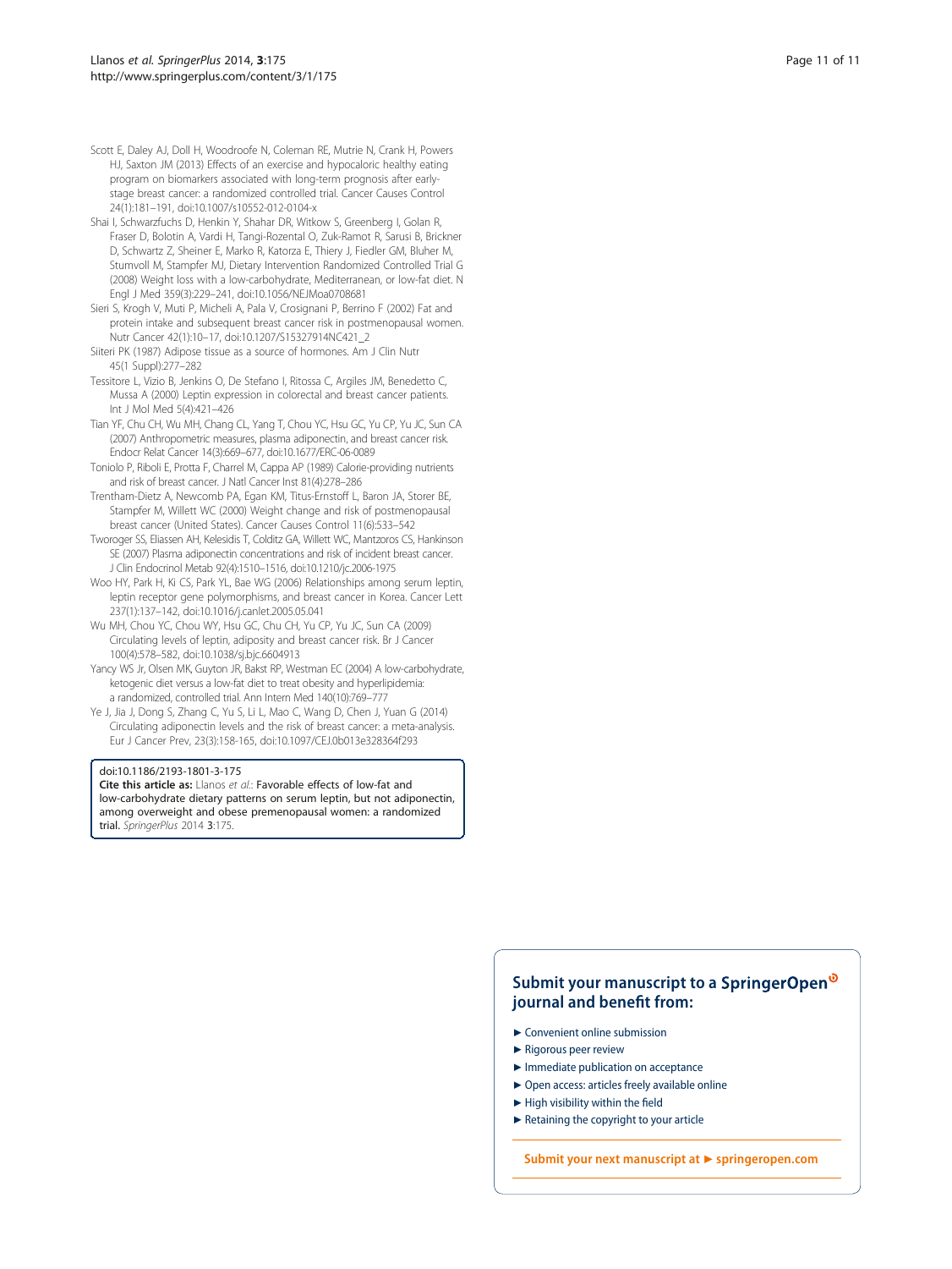Scott E, Daley AJ, Doll H, Woodroofe N, Coleman RE, Mutrie N, Crank H, Powers HJ, Saxton JM (2013) Effects of an exercise and hypocaloric healthy eating program on biomarkers associated with long-term prognosis after early-stage breast cancer: a randomized controlled trial. Cancer Causes Control 24(1):181–191, doi:10.1007/s10552-012-0104-x

Shai I, Schwarzfuchs D, Henkin Y, Shahar DR, Witkow S, Greenberg I, Golan R, Fraser D, Bolotin A, Vardi H, Tangi-Rozental O, Zuk-Ramot R, Sarusi B, Brickner D, Schwartz Z, Sheiner E, Marko R, Katorza E, Thiery J, Fiedler GM, Bluher M, Stumvoll M, Stampfer MJ, Dietary Intervention Randomized Controlled Trial G (2008) Weight loss with a low-carbohydrate, Mediterranean, or low-fat diet. N Engl J Med 359(3):229–241, doi:10.1056/NEJMoa0708681

Sieri S, Krogh V, Muti P, Micheli A, Pala V, Crosignani P, Berrino F (2002) Fat and protein intake and subsequent breast cancer risk in postmenopausal women. Nutr Cancer 42(1):10–17, doi:10.1207/S15327914NC421_2

Siiteri PK (1987) Adipose tissue as a source of hormones. Am J Clin Nutr 45(1 Suppl):277–282

Tessitore L, Vizio B, Jenkins O, De Stefano I, Ritossa C, Argiles JM, Benedetto C, Mussa A (2000) Leptin expression in colorectal and breast cancer patients. Int J Mol Med 5(4):421–426

Tian YF, Chu CH, Wu MH, Chang CL, Yang T, Chou YC, Hsu GC, Yu CP, Yu JC, Sun CA (2007) Anthropometric measures, plasma adiponectin, and breast cancer risk. Endocr Relat Cancer 14(3):669–677, doi:10.1677/ERC-06-0089

Toniolo P, Riboli E, Protta F, Charrel M, Cappa AP (1989) Calorie-providing nutrients and risk of breast cancer. J Natl Cancer Inst 81(4):278–286

Trentham-Dietz A, Newcomb PA, Egan KM, Titus-Ernstoff L, Baron JA, Storer BE, Stampfer M, Willett WC (2000) Weight change and risk of postmenopausal breast cancer (United States). Cancer Causes Control 11(6):533–542

Tworoger SS, Eliassen AH, Kelesidis T, Colditz GA, Willett WC, Mantzoros CS, Hankinson SE (2007) Plasma adiponectin concentrations and risk of incident breast cancer. J Clin Endocrinol Metab 92(4):1510–1516, doi:10.1210/jc.2006-1975

Woo HY, Park H, Ki CS, Park YL, Bae WG (2006) Relationships among serum leptin, leptin receptor gene polymorphisms, and breast cancer in Korea. Cancer Lett 237(1):137–142, doi:10.1016/j.canlet.2005.05.041

Wu MH, Chou YC, Chou WY, Hsu GC, Chu CH, Yu CP, Yu JC, Sun CA (2009) Circulating levels of leptin, adiposity and breast cancer risk. Br J Cancer 100(4):578–582, doi:10.1038/sj.bjc.6604913

Yancy WS Jr, Olsen MK, Guyton JR, Bakst RP, Westman EC (2004) A low-carbohydrate, ketogenic diet versus a low-fat diet to treat obesity and hyperlipidemia: a randomized, controlled trial. Ann Intern Med 140(10):769–777

Ye J, Jia J, Dong S, Zhang C, Yu S, Li L, Mao C, Wang D, Chen J, Yuan G (2014) Circulating adiponectin levels and the risk of breast cancer: a meta-analysis. Eur J Cancer Prev, 23(3):158-165, doi:10.1097/CEJ.0b013e328364f293

doi:10.1186/2193-1801-3-175

**Cite this article as:** Llanos *et al.*: **Favorable effects of low-fat and low-carbohydrate dietary patterns on serum leptin, but not adiponectin, among overweight and obese premenopausal women: a randomized trial.** *SpringerPlus* 2014 **3**:175.

**Submit your manuscript to a SpringerOpen journal and benefit from:**

- ► Convenient online submission
- ► Rigorous peer review
- ► Immediate publication on acceptance
- ► Open access: articles freely available online
- ► High visibility within the field
- ► Retaining the copyright to your article

**Submit your next manuscript at ► springeropen.com**